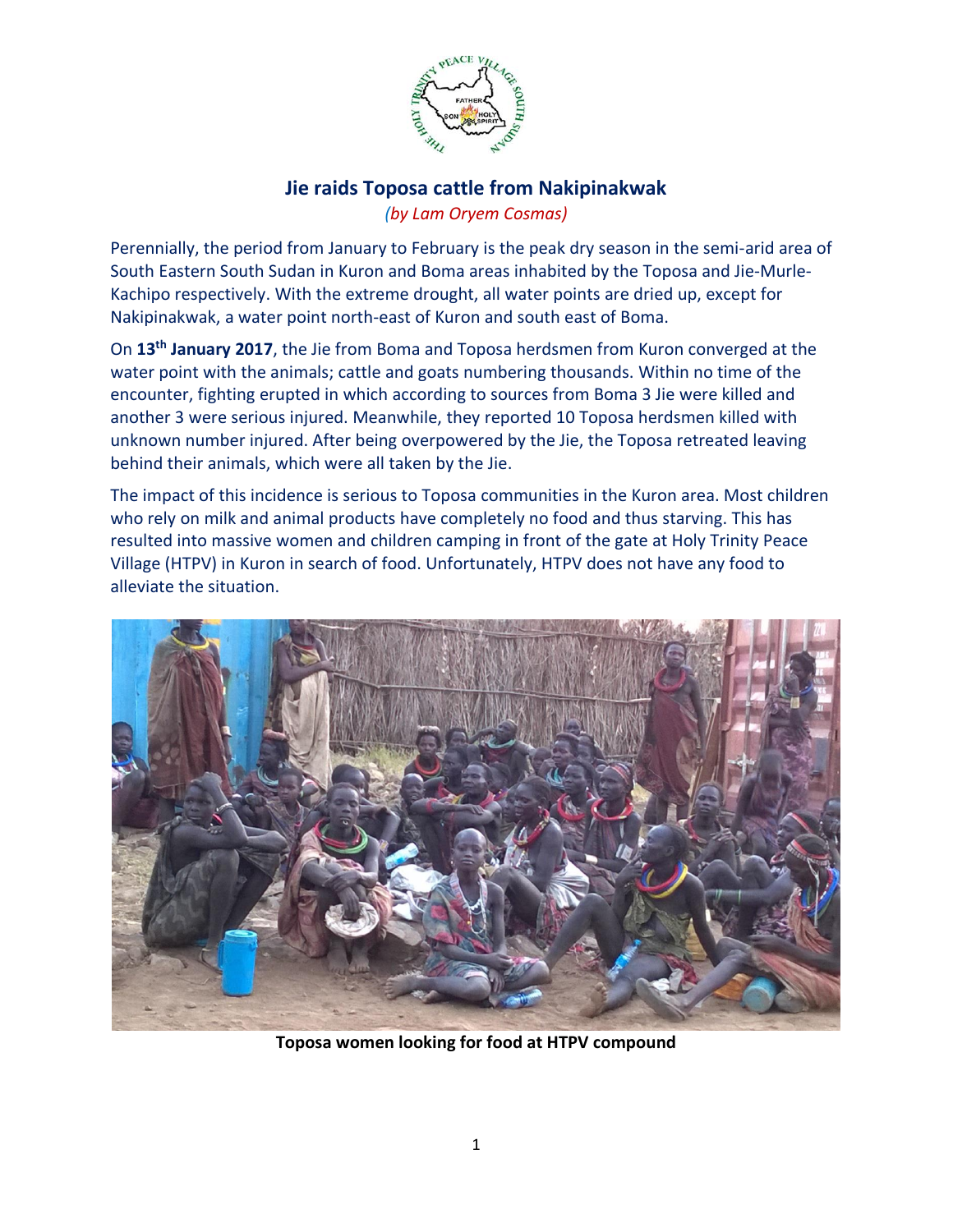# Jie raids Toposa cattle from Nakipinakwak

*(by Lam Oryem Cosmas)*

Perennially, the period from January to February is the peak dry season in the semi-arid area of South Eastern South Sudan in Kuron and Boma areas inhabited by the Toposa and Jie-Murle-Kachipo respectively. With the extreme drought, all water points are dried up, except for Nakipinakwak, a water point north-east of Kuron and south east of Boma.

On **13th January 2017**, the Jie from Boma and Toposa herdsmen from Kuron converged at the water point with the animals; cattle and goats numbering thousands. Within no time of the encounter, fighting erupted in which according to sources from Boma 3 Jie were killed and another 3 were serious injured. Meanwhile, they reported 10 Toposa herdsmen killed with unknown number injured. After being overpowered by the Jie, the Toposa retreated leaving behind their animals, which were all taken by the Jie.

The impact of this incidence is serious to Toposa communities in the Kuron area. Most children who rely on milk and animal products have completely no food and thus starving. This has resulted into massive women and children camping in front of the gate at Holy Trinity Peace Village (HTPV) in Kuron in search of food. Unfortunately, HTPV does not have any food to alleviate the situation.

**Toposa women looking for food at HTPV compound**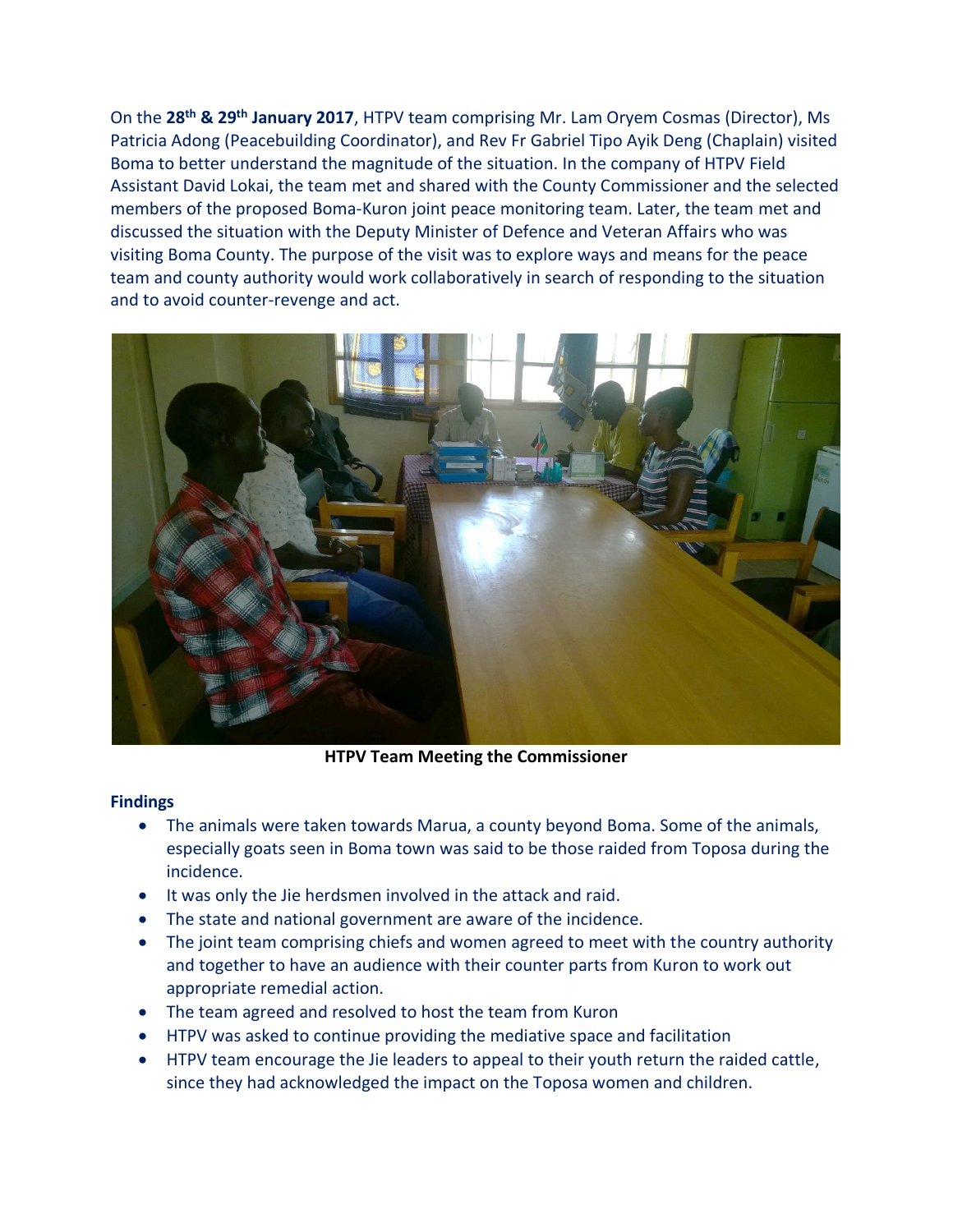On the **28th & 29th January 2017**, HTPV team comprising Mr. Lam Oryem Cosmas (Director), Ms Patricia Adong (Peacebuilding Coordinator), and Rev Fr Gabriel Tipo Ayik Deng (Chaplain) visited Boma to better understand the magnitude of the situation. In the company of HTPV Field Assistant David Lokai, the team met and shared with the County Commissioner and the selected members of the proposed Boma-Kuron joint peace monitoring team. Later, the team met and discussed the situation with the Deputy Minister of Defence and Veteran Affairs who was visiting Boma County. The purpose of the visit was to explore ways and means for the peace team and county authority would work collaboratively in search of responding to the situation and to avoid counter-revenge and act.

**HTPV Team Meeting the Commissioner**

### Findings

- The animals were taken towards Marua, a county beyond Boma. Some of the animals, especially goats seen in Boma town was said to be those raided from Toposa during the incidence.
- It was only the Jie herdsmen involved in the attack and raid.
- The state and national government are aware of the incidence.
- The joint team comprising chiefs and women agreed to meet with the country authority and together to have an audience with their counter parts from Kuron to work out appropriate remedial action.
- The team agreed and resolved to host the team from Kuron
- HTPV was asked to continue providing the mediative space and facilitation
- HTPV team encourage the Jie leaders to appeal to their youth return the raided cattle, since they had acknowledged the impact on the Toposa women and children.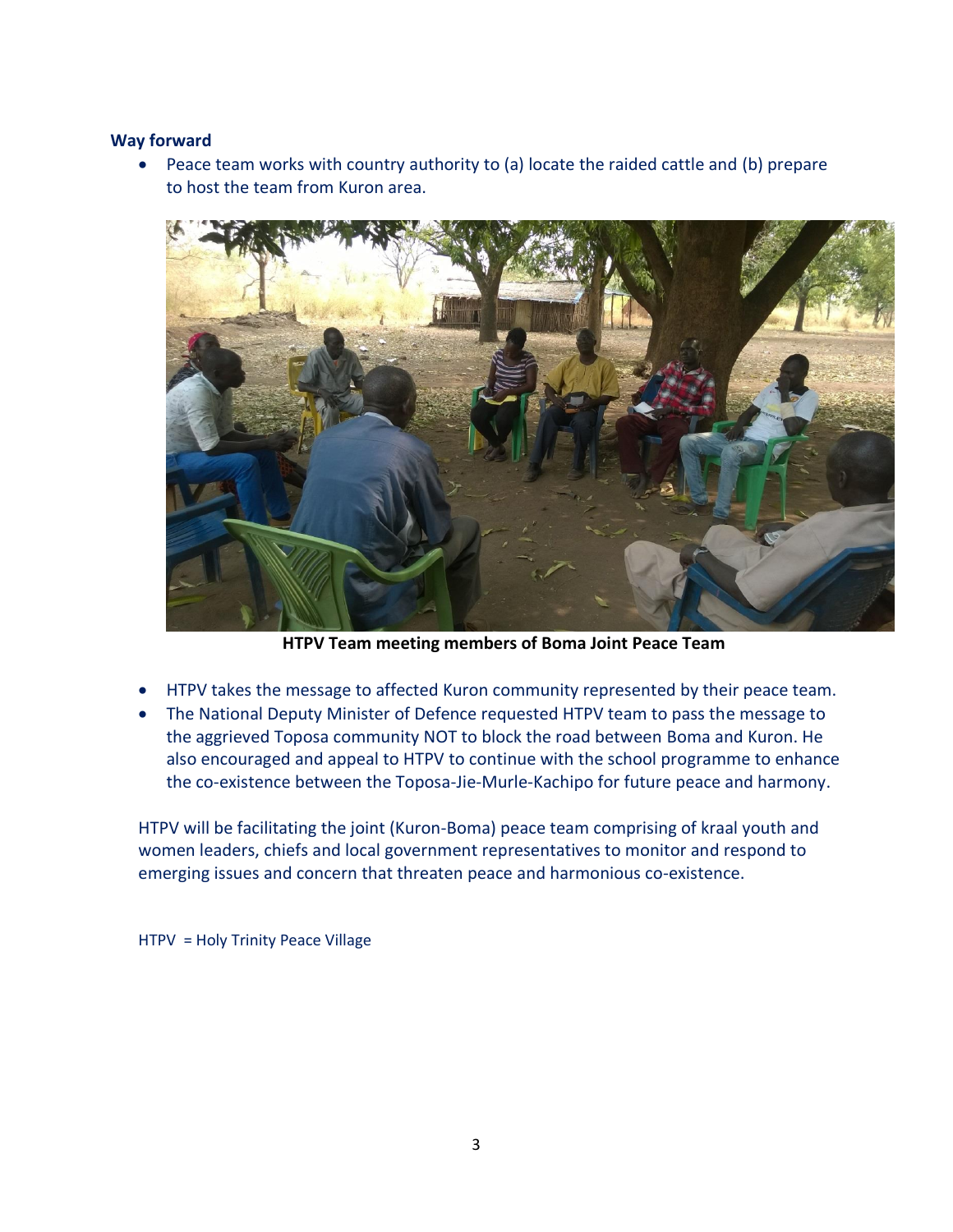**Way forward**

- Peace team works with country authority to (a) locate the raided cattle and (b) prepare to host the team from Kuron area.

**HTPV Team meeting members of Boma Joint Peace Team**

- HTPV takes the message to affected Kuron community represented by their peace team.
- The National Deputy Minister of Defence requested HTPV team to pass the message to the aggrieved Toposa community NOT to block the road between Boma and Kuron. He also encouraged and appeal to HTPV to continue with the school programme to enhance the co-existence between the Toposa-Jie-Murle-Kachipo for future peace and harmony.

HTPV will be facilitating the joint (Kuron-Boma) peace team comprising of kraal youth and women leaders, chiefs and local government representatives to monitor and respond to emerging issues and concern that threaten peace and harmonious co-existence.

HTPV = Holy Trinity Peace Village